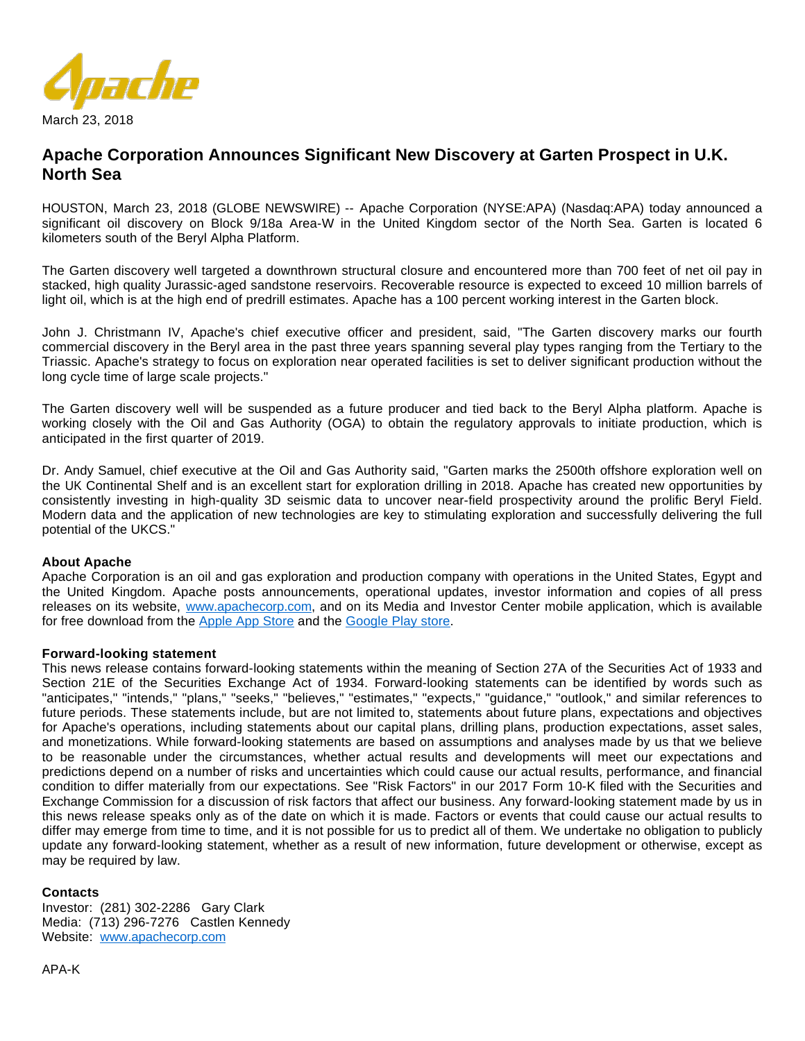March 23, 2018

# Apache Corporation Announces Significant New Discovery at Garten Prospect in U.K. North Sea

HOUSTON, March 23, 2018 (GLOBE NEWSWIRE) -- Apache Corporation (NYSE:APA) (Nasdaq:APA) today announced a significant oil discovery on Block 9/18a Area-W in the United Kingdom sector of the North Sea. Garten is located 6 kilometers south of the Beryl Alpha Platform.

The Garten discovery well targeted a downthrown structural closure and encountered more than 700 feet of net oil pay in stacked, high quality Jurassic-aged sandstone reservoirs. Recoverable resource is expected to exceed 10 million barrels of light oil, which is at the high end of predrill estimates. Apache has a 100 percent working interest in the Garten block.

John J. Christmann IV, Apache's chief executive officer and president, said, "The Garten discovery marks our fourth commercial discovery in the Beryl area in the past three years spanning several play types ranging from the Tertiary to the Triassic. Apache's strategy to focus on exploration near operated facilities is set to deliver significant production without the long cycle time of large scale projects."

The Garten discovery well will be suspended as a future producer and tied back to the Beryl Alpha platform. Apache is working closely with the Oil and Gas Authority (OGA) to obtain the regulatory approvals to initiate production, which is anticipated in the first quarter of 2019.

Dr. Andy Samuel, chief executive at the Oil and Gas Authority said, "Garten marks the 2500th offshore exploration well on the UK Continental Shelf and is an excellent start for exploration drilling in 2018. Apache has created new opportunities by consistently investing in high-quality 3D seismic data to uncover near-field prospectivity around the prolific Beryl Field. Modern data and the application of new technologies are key to stimulating exploration and successfully delivering the full potential of the UKCS."

**About Apache**
Apache Corporation is an oil and gas exploration and production company with operations in the United States, Egypt and the United Kingdom. Apache posts announcements, operational updates, investor information and copies of all press releases on its website, [www.apachecorp.com](http://www.apachecorp.com), and on its Media and Investor Center mobile application, which is available for free download from the [Apple App Store](#) and the [Google Play store](#).

**Forward-looking statement**
This news release contains forward-looking statements within the meaning of Section 27A of the Securities Act of 1933 and Section 21E of the Securities Exchange Act of 1934. Forward-looking statements can be identified by words such as "anticipates," "intends," "plans," "seeks," "believes," "estimates," "expects," "guidance," "outlook," and similar references to future periods. These statements include, but are not limited to, statements about future plans, expectations and objectives for Apache's operations, including statements about our capital plans, drilling plans, production expectations, asset sales, and monetizations. While forward-looking statements are based on assumptions and analyses made by us that we believe to be reasonable under the circumstances, whether actual results and developments will meet our expectations and predictions depend on a number of risks and uncertainties which could cause our actual results, performance, and financial condition to differ materially from our expectations. See "Risk Factors" in our 2017 Form 10-K filed with the Securities and Exchange Commission for a discussion of risk factors that affect our business. Any forward-looking statement made by us in this news release speaks only as of the date on which it is made. Factors or events that could cause our actual results to differ may emerge from time to time, and it is not possible for us to predict all of them. We undertake no obligation to publicly update any forward-looking statement, whether as a result of new information, future development or otherwise, except as may be required by law.

**Contacts**
Investor: (281) 302-2286 Gary Clark
Media: (713) 296-7276 Castlen Kennedy
Website: [www.apachecorp.com](http://www.apachecorp.com)

APA-K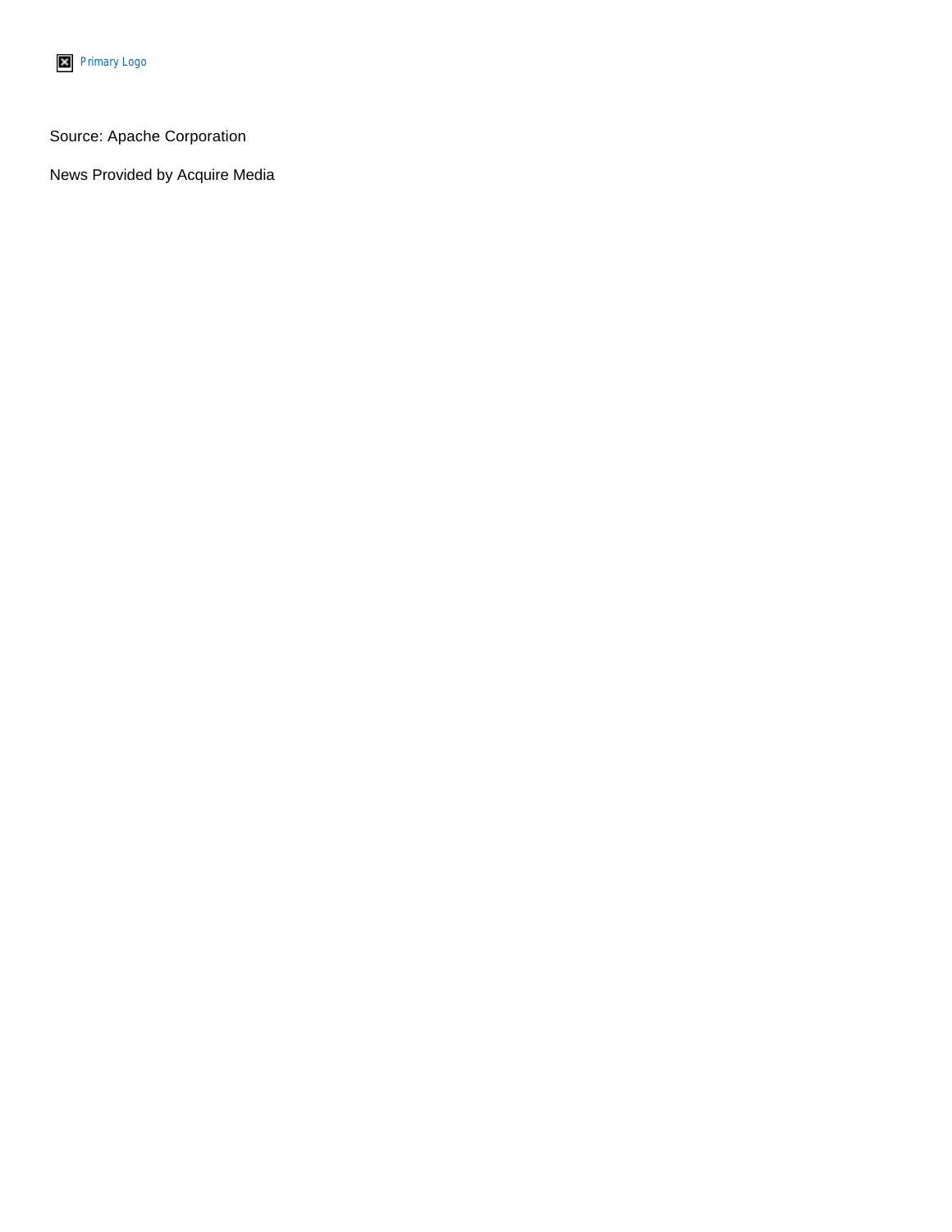Primary Logo

Source: Apache Corporation

News Provided by Acquire Media